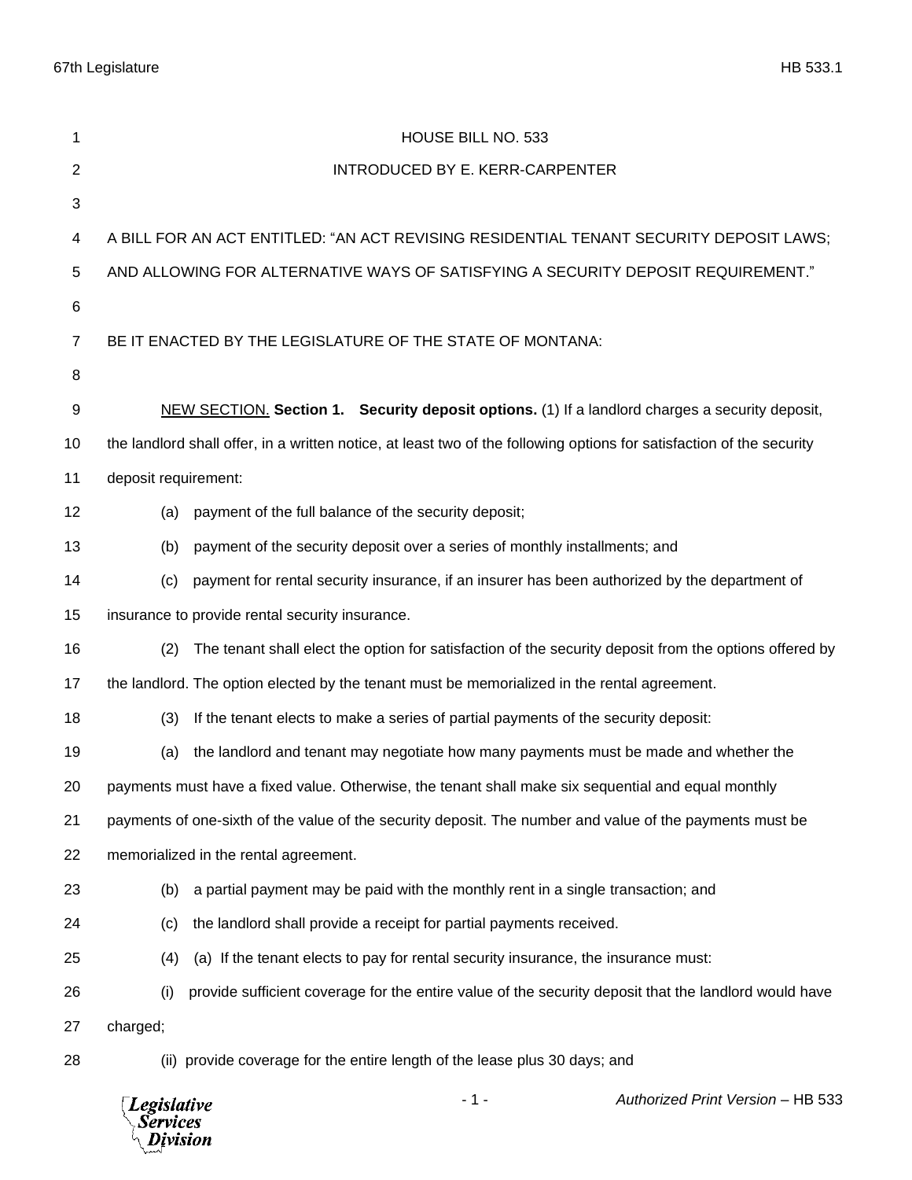HOUSE BILL NO. 533

INTRODUCED BY E. KERR-CARPENTER

A BILL FOR AN ACT ENTITLED: "AN ACT REVISING RESIDENTIAL TENANT SECURITY DEPOSIT LAWS; AND ALLOWING FOR ALTERNATIVE WAYS OF SATISFYING A SECURITY DEPOSIT REQUIREMENT."

BE IT ENACTED BY THE LEGISLATURE OF THE STATE OF MONTANA:

NEW SECTION. **Section 1. Security deposit options.** (1) If a landlord charges a security deposit, the landlord shall offer, in a written notice, at least two of the following options for satisfaction of the security deposit requirement:

(a) payment of the full balance of the security deposit;

(b) payment of the security deposit over a series of monthly installments; and

(c) payment for rental security insurance, if an insurer has been authorized by the department of insurance to provide rental security insurance.

(2) The tenant shall elect the option for satisfaction of the security deposit from the options offered by the landlord. The option elected by the tenant must be memorialized in the rental agreement.

(3) If the tenant elects to make a series of partial payments of the security deposit:

(a) the landlord and tenant may negotiate how many payments must be made and whether the payments must have a fixed value. Otherwise, the tenant shall make six sequential and equal monthly payments of one-sixth of the value of the security deposit. The number and value of the payments must be memorialized in the rental agreement.

(b) a partial payment may be paid with the monthly rent in a single transaction; and

(c) the landlord shall provide a receipt for partial payments received.

(4) (a) If the tenant elects to pay for rental security insurance, the insurance must:

(i) provide sufficient coverage for the entire value of the security deposit that the landlord would have charged;

(ii) provide coverage for the entire length of the lease plus 30 days; and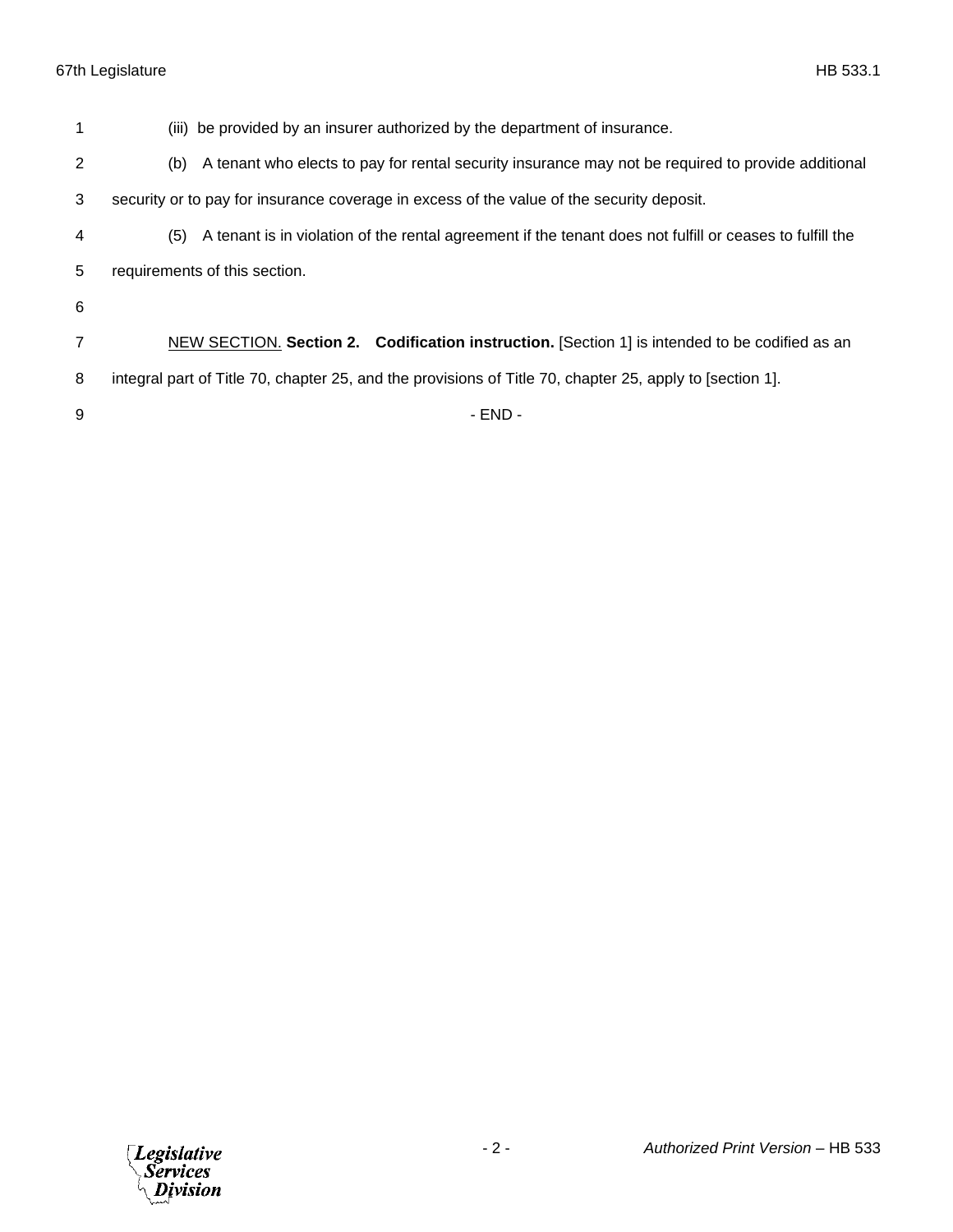(iii) be provided by an insurer authorized by the department of insurance.

(b) A tenant who elects to pay for rental security insurance may not be required to provide additional security or to pay for insurance coverage in excess of the value of the security deposit.

(5) A tenant is in violation of the rental agreement if the tenant does not fulfill or ceases to fulfill the requirements of this section.

NEW SECTION. **Section 2. Codification instruction.** [Section 1] is intended to be codified as an integral part of Title 70, chapter 25, and the provisions of Title 70, chapter 25, apply to [section 1].

- END -